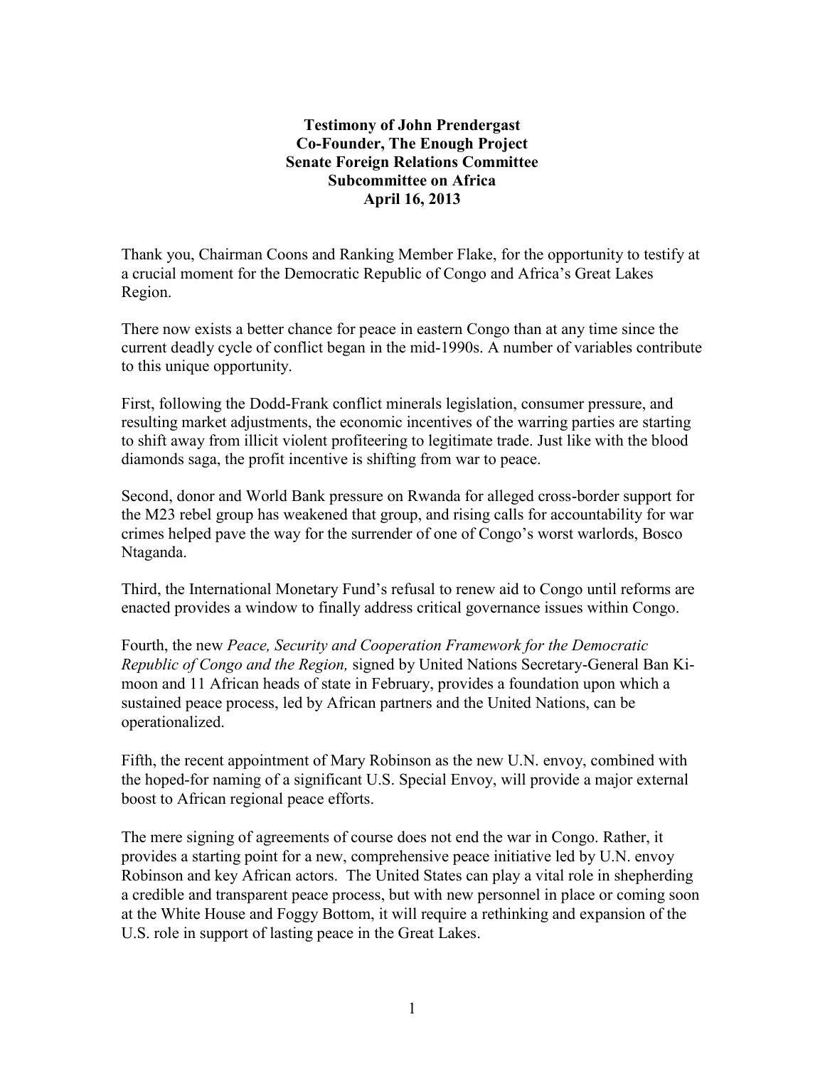**Testimony of John Prendergast**
**Co-Founder, The Enough Project**
**Senate Foreign Relations Committee**
**Subcommittee on Africa**
**April 16, 2013**

Thank you, Chairman Coons and Ranking Member Flake, for the opportunity to testify at a crucial moment for the Democratic Republic of Congo and Africa's Great Lakes Region.

There now exists a better chance for peace in eastern Congo than at any time since the current deadly cycle of conflict began in the mid-1990s. A number of variables contribute to this unique opportunity.

First, following the Dodd-Frank conflict minerals legislation, consumer pressure, and resulting market adjustments, the economic incentives of the warring parties are starting to shift away from illicit violent profiteering to legitimate trade. Just like with the blood diamonds saga, the profit incentive is shifting from war to peace.

Second, donor and World Bank pressure on Rwanda for alleged cross-border support for the M23 rebel group has weakened that group, and rising calls for accountability for war crimes helped pave the way for the surrender of one of Congo's worst warlords, Bosco Ntaganda.

Third, the International Monetary Fund's refusal to renew aid to Congo until reforms are enacted provides a window to finally address critical governance issues within Congo.

Fourth, the new *Peace, Security and Cooperation Framework for the Democratic Republic of Congo and the Region,* signed by United Nations Secretary-General Ban Ki-moon and 11 African heads of state in February, provides a foundation upon which a sustained peace process, led by African partners and the United Nations, can be operationalized.

Fifth, the recent appointment of Mary Robinson as the new U.N. envoy, combined with the hoped-for naming of a significant U.S. Special Envoy, will provide a major external boost to African regional peace efforts.

The mere signing of agreements of course does not end the war in Congo. Rather, it provides a starting point for a new, comprehensive peace initiative led by U.N. envoy Robinson and key African actors. The United States can play a vital role in shepherding a credible and transparent peace process, but with new personnel in place or coming soon at the White House and Foggy Bottom, it will require a rethinking and expansion of the U.S. role in support of lasting peace in the Great Lakes.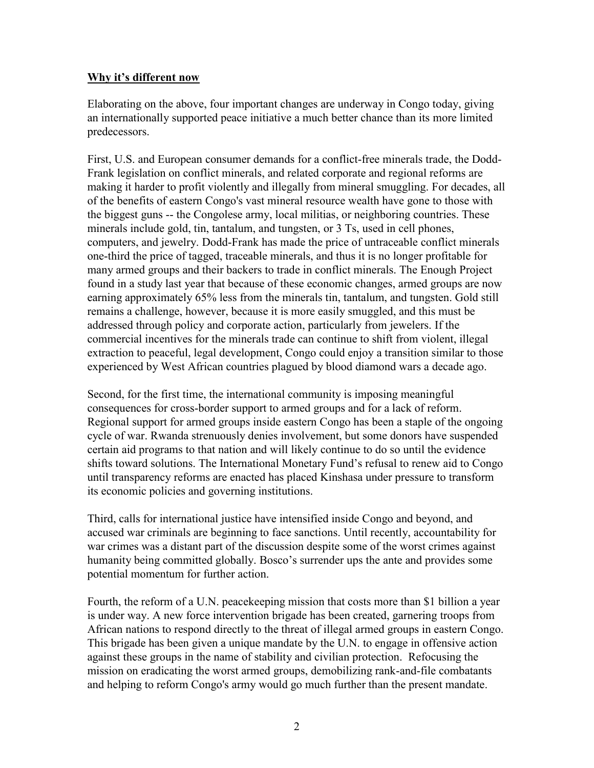**Why it's different now**

Elaborating on the above, four important changes are underway in Congo today, giving an internationally supported peace initiative a much better chance than its more limited predecessors.

First, U.S. and European consumer demands for a conflict-free minerals trade, the Dodd-Frank legislation on conflict minerals, and related corporate and regional reforms are making it harder to profit violently and illegally from mineral smuggling. For decades, all of the benefits of eastern Congo's vast mineral resource wealth have gone to those with the biggest guns -- the Congolese army, local militias, or neighboring countries. These minerals include gold, tin, tantalum, and tungsten, or 3 Ts, used in cell phones, computers, and jewelry. Dodd-Frank has made the price of untraceable conflict minerals one-third the price of tagged, traceable minerals, and thus it is no longer profitable for many armed groups and their backers to trade in conflict minerals. The Enough Project found in a study last year that because of these economic changes, armed groups are now earning approximately 65% less from the minerals tin, tantalum, and tungsten. Gold still remains a challenge, however, because it is more easily smuggled, and this must be addressed through policy and corporate action, particularly from jewelers. If the commercial incentives for the minerals trade can continue to shift from violent, illegal extraction to peaceful, legal development, Congo could enjoy a transition similar to those experienced by West African countries plagued by blood diamond wars a decade ago.

Second, for the first time, the international community is imposing meaningful consequences for cross-border support to armed groups and for a lack of reform. Regional support for armed groups inside eastern Congo has been a staple of the ongoing cycle of war. Rwanda strenuously denies involvement, but some donors have suspended certain aid programs to that nation and will likely continue to do so until the evidence shifts toward solutions. The International Monetary Fund's refusal to renew aid to Congo until transparency reforms are enacted has placed Kinshasa under pressure to transform its economic policies and governing institutions.

Third, calls for international justice have intensified inside Congo and beyond, and accused war criminals are beginning to face sanctions. Until recently, accountability for war crimes was a distant part of the discussion despite some of the worst crimes against humanity being committed globally. Bosco's surrender ups the ante and provides some potential momentum for further action.

Fourth, the reform of a U.N. peacekeeping mission that costs more than $1 billion a year is under way. A new force intervention brigade has been created, garnering troops from African nations to respond directly to the threat of illegal armed groups in eastern Congo. This brigade has been given a unique mandate by the U.N. to engage in offensive action against these groups in the name of stability and civilian protection. Refocusing the mission on eradicating the worst armed groups, demobilizing rank-and-file combatants and helping to reform Congo's army would go much further than the present mandate.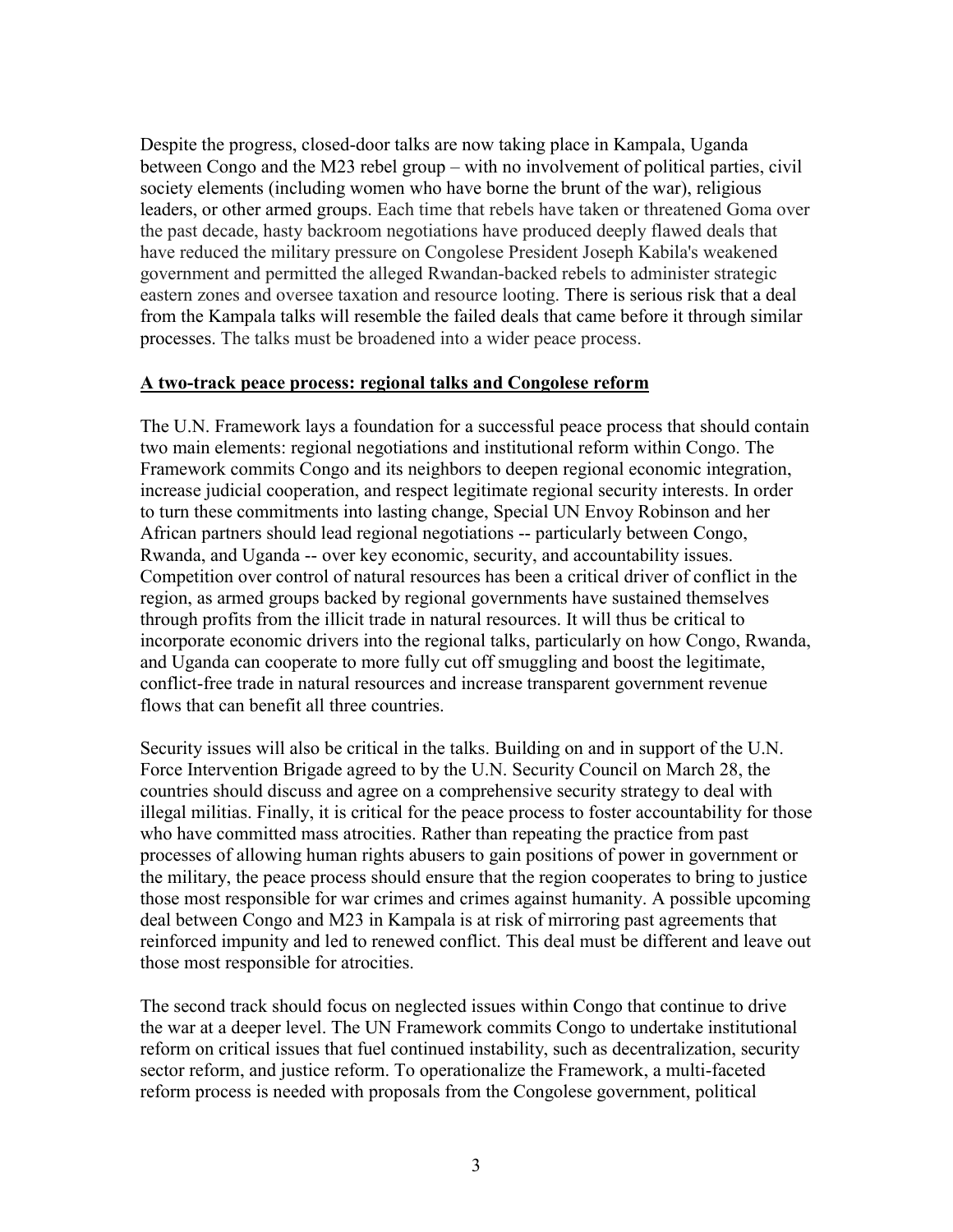Despite the progress, closed-door talks are now taking place in Kampala, Uganda between Congo and the M23 rebel group – with no involvement of political parties, civil society elements (including women who have borne the brunt of the war), religious leaders, or other armed groups. Each time that rebels have taken or threatened Goma over the past decade, hasty backroom negotiations have produced deeply flawed deals that have reduced the military pressure on Congolese President Joseph Kabila's weakened government and permitted the alleged Rwandan-backed rebels to administer strategic eastern zones and oversee taxation and resource looting. There is serious risk that a deal from the Kampala talks will resemble the failed deals that came before it through similar processes. The talks must be broadened into a wider peace process.

**A two-track peace process: regional talks and Congolese reform**

The U.N. Framework lays a foundation for a successful peace process that should contain two main elements: regional negotiations and institutional reform within Congo. The Framework commits Congo and its neighbors to deepen regional economic integration, increase judicial cooperation, and respect legitimate regional security interests. In order to turn these commitments into lasting change, Special UN Envoy Robinson and her African partners should lead regional negotiations -- particularly between Congo, Rwanda, and Uganda -- over key economic, security, and accountability issues. Competition over control of natural resources has been a critical driver of conflict in the region, as armed groups backed by regional governments have sustained themselves through profits from the illicit trade in natural resources. It will thus be critical to incorporate economic drivers into the regional talks, particularly on how Congo, Rwanda, and Uganda can cooperate to more fully cut off smuggling and boost the legitimate, conflict-free trade in natural resources and increase transparent government revenue flows that can benefit all three countries.

Security issues will also be critical in the talks. Building on and in support of the U.N. Force Intervention Brigade agreed to by the U.N. Security Council on March 28, the countries should discuss and agree on a comprehensive security strategy to deal with illegal militias. Finally, it is critical for the peace process to foster accountability for those who have committed mass atrocities. Rather than repeating the practice from past processes of allowing human rights abusers to gain positions of power in government or the military, the peace process should ensure that the region cooperates to bring to justice those most responsible for war crimes and crimes against humanity. A possible upcoming deal between Congo and M23 in Kampala is at risk of mirroring past agreements that reinforced impunity and led to renewed conflict. This deal must be different and leave out those most responsible for atrocities.

The second track should focus on neglected issues within Congo that continue to drive the war at a deeper level. The UN Framework commits Congo to undertake institutional reform on critical issues that fuel continued instability, such as decentralization, security sector reform, and justice reform. To operationalize the Framework, a multi-faceted reform process is needed with proposals from the Congolese government, political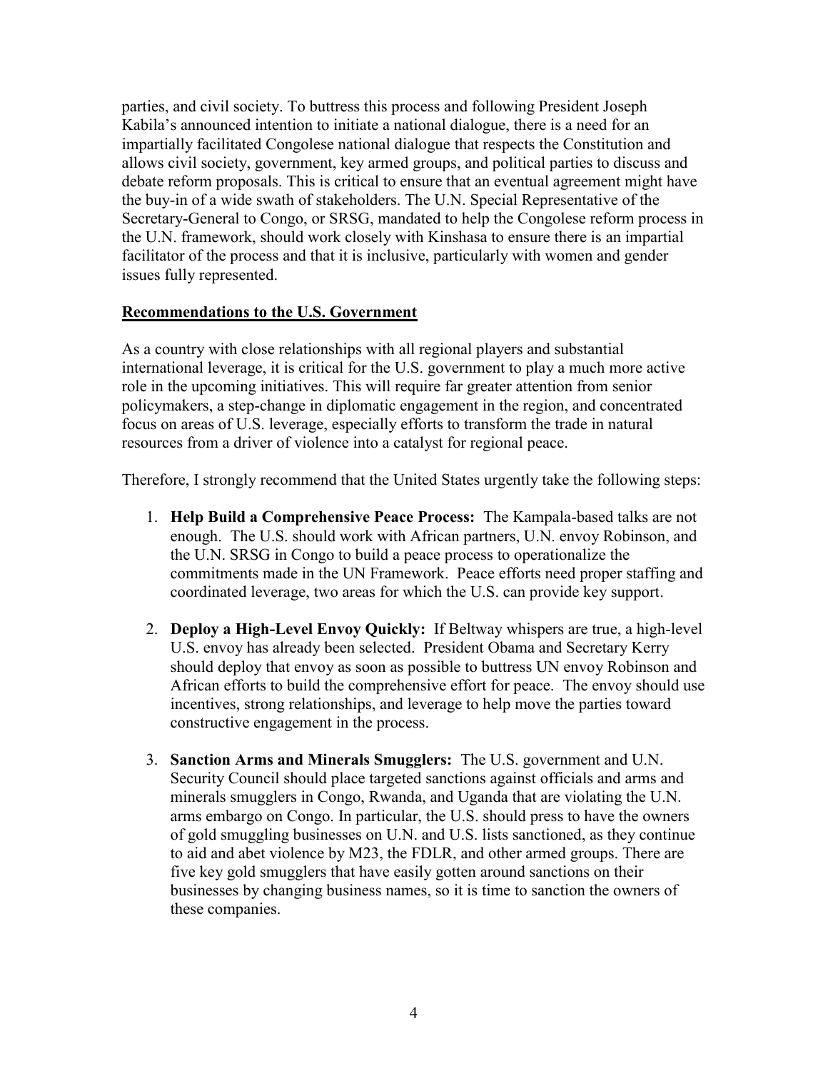parties, and civil society. To buttress this process and following President Joseph Kabila's announced intention to initiate a national dialogue, there is a need for an impartially facilitated Congolese national dialogue that respects the Constitution and allows civil society, government, key armed groups, and political parties to discuss and debate reform proposals. This is critical to ensure that an eventual agreement might have the buy-in of a wide swath of stakeholders. The U.N. Special Representative of the Secretary-General to Congo, or SRSG, mandated to help the Congolese reform process in the U.N. framework, should work closely with Kinshasa to ensure there is an impartial facilitator of the process and that it is inclusive, particularly with women and gender issues fully represented.

## Recommendations to the U.S. Government

As a country with close relationships with all regional players and substantial international leverage, it is critical for the U.S. government to play a much more active role in the upcoming initiatives. This will require far greater attention from senior policymakers, a step-change in diplomatic engagement in the region, and concentrated focus on areas of U.S. leverage, especially efforts to transform the trade in natural resources from a driver of violence into a catalyst for regional peace.

Therefore, I strongly recommend that the United States urgently take the following steps:

1. **Help Build a Comprehensive Peace Process:** The Kampala-based talks are not enough. The U.S. should work with African partners, U.N. envoy Robinson, and the U.N. SRSG in Congo to build a peace process to operationalize the commitments made in the UN Framework. Peace efforts need proper staffing and coordinated leverage, two areas for which the U.S. can provide key support.

2. **Deploy a High-Level Envoy Quickly:** If Beltway whispers are true, a high-level U.S. envoy has already been selected. President Obama and Secretary Kerry should deploy that envoy as soon as possible to buttress UN envoy Robinson and African efforts to build the comprehensive effort for peace. The envoy should use incentives, strong relationships, and leverage to help move the parties toward constructive engagement in the process.

3. **Sanction Arms and Minerals Smugglers:** The U.S. government and U.N. Security Council should place targeted sanctions against officials and arms and minerals smugglers in Congo, Rwanda, and Uganda that are violating the U.N. arms embargo on Congo. In particular, the U.S. should press to have the owners of gold smuggling businesses on U.N. and U.S. lists sanctioned, as they continue to aid and abet violence by M23, the FDLR, and other armed groups. There are five key gold smugglers that have easily gotten around sanctions on their businesses by changing business names, so it is time to sanction the owners of these companies.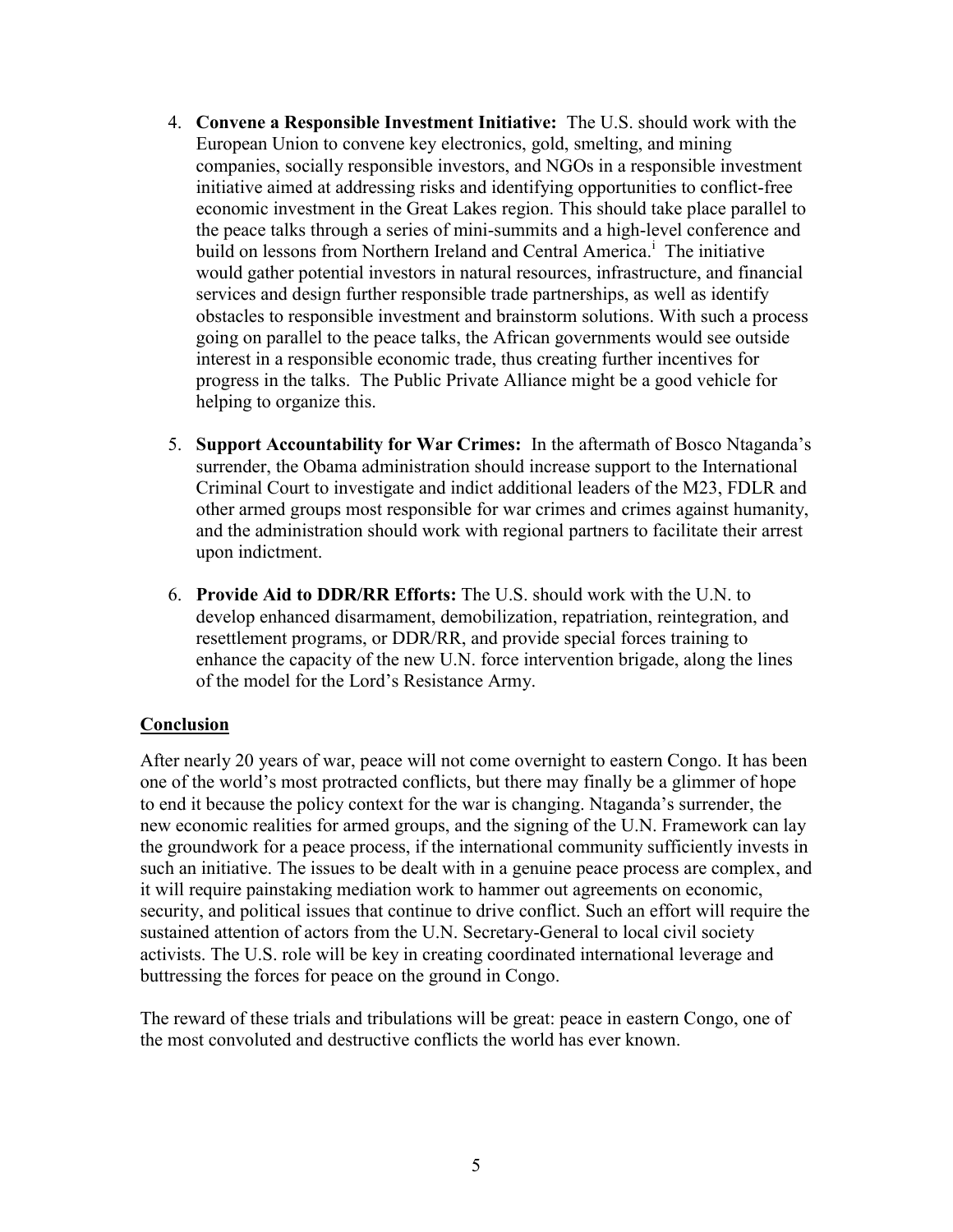4. **Convene a Responsible Investment Initiative:** The U.S. should work with the European Union to convene key electronics, gold, smelting, and mining companies, socially responsible investors, and NGOs in a responsible investment initiative aimed at addressing risks and identifying opportunities to conflict-free economic investment in the Great Lakes region. This should take place parallel to the peace talks through a series of mini-summits and a high-level conference and build on lessons from Northern Ireland and Central America.[i] The initiative would gather potential investors in natural resources, infrastructure, and financial services and design further responsible trade partnerships, as well as identify obstacles to responsible investment and brainstorm solutions. With such a process going on parallel to the peace talks, the African governments would see outside interest in a responsible economic trade, thus creating further incentives for progress in the talks. The Public Private Alliance might be a good vehicle for helping to organize this.

5. **Support Accountability for War Crimes:** In the aftermath of Bosco Ntaganda's surrender, the Obama administration should increase support to the International Criminal Court to investigate and indict additional leaders of the M23, FDLR and other armed groups most responsible for war crimes and crimes against humanity, and the administration should work with regional partners to facilitate their arrest upon indictment.

6. **Provide Aid to DDR/RR Efforts:** The U.S. should work with the U.N. to develop enhanced disarmament, demobilization, repatriation, reintegration, and resettlement programs, or DDR/RR, and provide special forces training to enhance the capacity of the new U.N. force intervention brigade, along the lines of the model for the Lord's Resistance Army.

## Conclusion

After nearly 20 years of war, peace will not come overnight to eastern Congo. It has been one of the world's most protracted conflicts, but there may finally be a glimmer of hope to end it because the policy context for the war is changing. Ntaganda's surrender, the new economic realities for armed groups, and the signing of the U.N. Framework can lay the groundwork for a peace process, if the international community sufficiently invests in such an initiative. The issues to be dealt with in a genuine peace process are complex, and it will require painstaking mediation work to hammer out agreements on economic, security, and political issues that continue to drive conflict. Such an effort will require the sustained attention of actors from the U.N. Secretary-General to local civil society activists. The U.S. role will be key in creating coordinated international leverage and buttressing the forces for peace on the ground in Congo.

The reward of these trials and tribulations will be great: peace in eastern Congo, one of the most convoluted and destructive conflicts the world has ever known.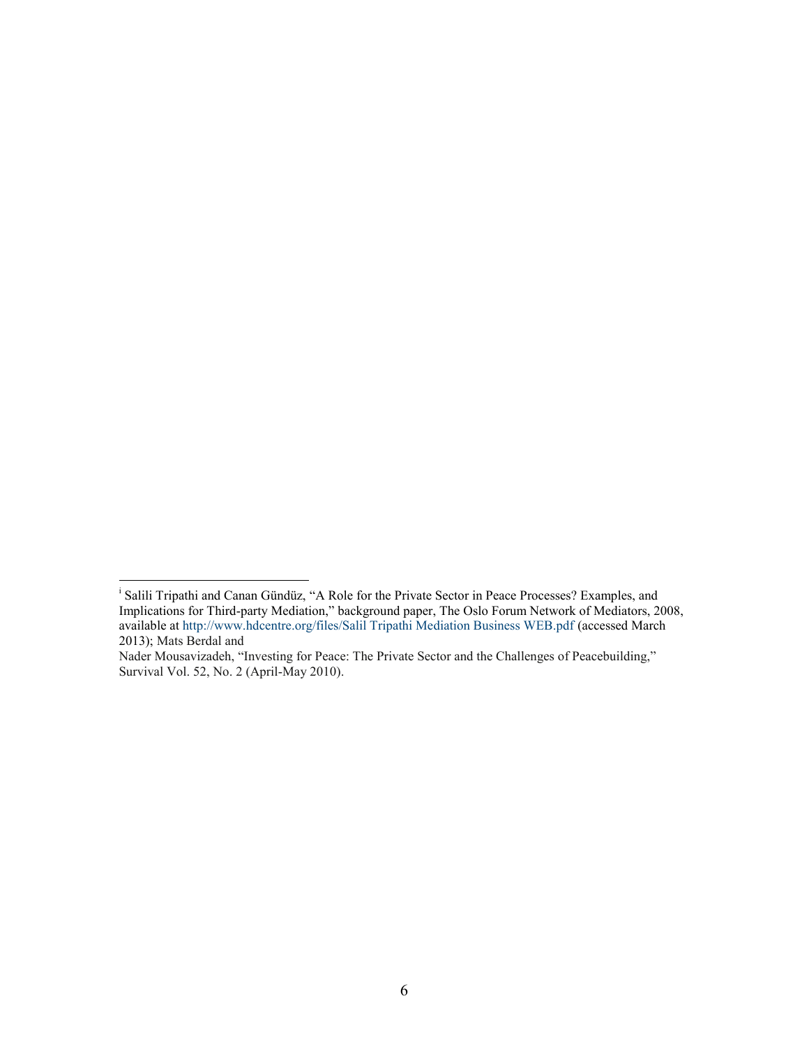[i] Salili Tripathi and Canan Gündüz, "A Role for the Private Sector in Peace Processes? Examples, and Implications for Third-party Mediation," background paper, The Oslo Forum Network of Mediators, 2008, available at http://www.hdcentre.org/files/Salil Tripathi Mediation Business WEB.pdf (accessed March 2013); Mats Berdal and Nader Mousavizadeh, "Investing for Peace: The Private Sector and the Challenges of Peacebuilding," Survival Vol. 52, No. 2 (April-May 2010).